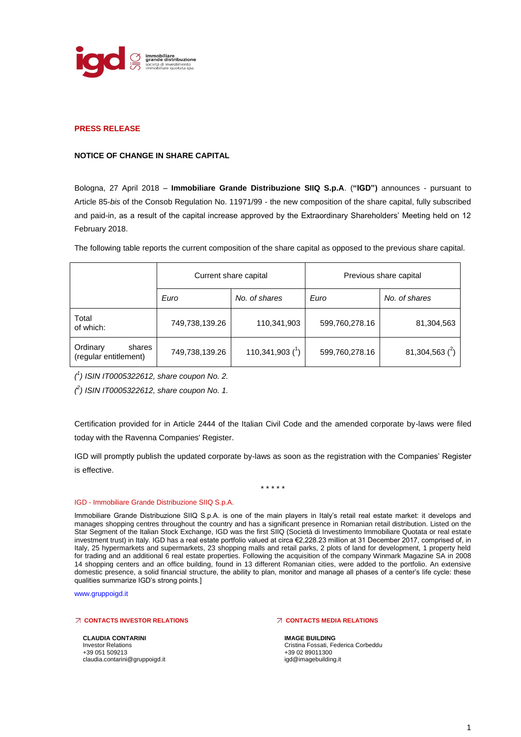**PRESS RELEASE**

**NOTICE OF CHANGE IN SHARE CAPITAL**

Bologna, 27 April 2018 – **Immobiliare Grande Distribuzione SIIQ S.p.A**. (**"IGD")** announces - pursuant to Article 85-*bis* of the Consob Regulation No. 11971/99 - the new composition of the share capital, fully subscribed and paid-in, as a result of the capital increase approved by the Extraordinary Shareholders' Meeting held on 12 February 2018.

The following table reports the current composition of the share capital as opposed to the previous share capital.

| | Current share capital | | Previous share capital | |
|---|---|---|---|---|
| | *Euro* | *No. of shares* | *Euro* | *No. of shares* |
| Total of which: | 749,738,139.26 | 110,341,903 | 599,760,278.16 | 81,304,563 |
| Ordinary shares (regular entitlement) | 749,738,139.26 | 110,341,903 ([1]) | 599,760,278.16 | 81,304,563 ([2]) |

*([1]) ISIN IT0005322612, share coupon No. 2.*

*([2]) ISIN IT0005322612, share coupon No. 1.*

Certification provided for in Article 2444 of the Italian Civil Code and the amended corporate by-laws were filed today with the Ravenna Companies' Register.

IGD will promptly publish the updated corporate by-laws as soon as the registration with the Companies' Register is effective.

\* \* \* \* \*

IGD - Immobiliare Grande Distribuzione SIIQ S.p.A.

Immobiliare Grande Distribuzione SIIQ S.p.A. is one of the main players in Italy's retail real estate market: it develops and manages shopping centres throughout the country and has a significant presence in Romanian retail distribution. Listed on the Star Segment of the Italian Stock Exchange, IGD was the first SIIQ (Società di Investimento Immobiliare Quotata or real estate investment trust) in Italy. IGD has a real estate portfolio valued at circa €2,228.23 million at 31 December 2017, comprised of, in Italy, 25 hypermarkets and supermarkets, 23 shopping malls and retail parks, 2 plots of land for development, 1 property held for trading and an additional 6 real estate properties. Following the acquisition of the company Winmark Magazine SA in 2008 14 shopping centers and an office building, found in 13 different Romanian cities, were added to the portfolio. An extensive domestic presence, a solid financial structure, the ability to plan, monitor and manage all phases of a center's life cycle: these qualities summarize IGD's strong points.]

www.gruppoigd.it

**CONTACTS INVESTOR RELATIONS**

**CLAUDIA CONTARINI**
Investor Relations
+39 051 509213
claudia.contarini@gruppoigd.it

**CONTACTS MEDIA RELATIONS**

**IMAGE BUILDING**
Cristina Fossati, Federica Corbeddu
+39 02 89011300
igd@imagebuilding.it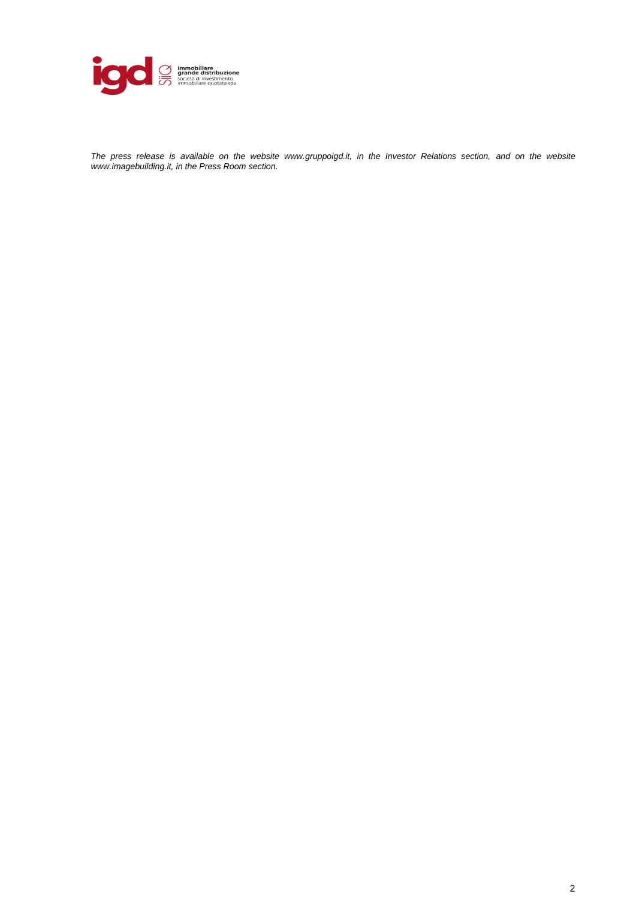*The press release is available on the website www.gruppoigd.it, in the Investor Relations section, and on the website www.imagebuilding.it, in the Press Room section.*